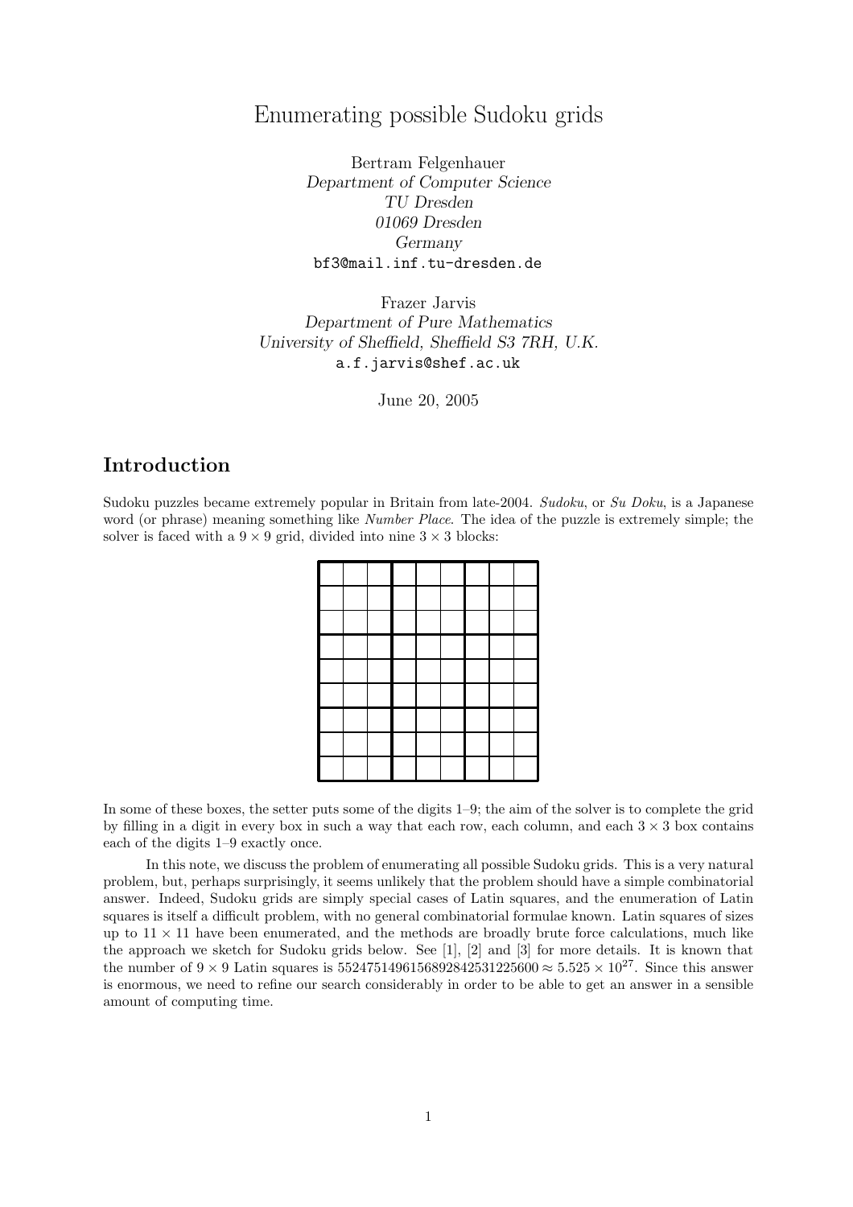# Enumerating possible Sudoku grids

Bertram Felgenhauer  
*Department of Computer Science*  
*TU Dresden*  
*01069 Dresden*  
*Germany*  
bf3@mail.inf.tu-dresden.de

Frazer Jarvis  
*Department of Pure Mathematics*  
*University of Sheffield, Sheffield S3 7RH, U.K.*  
a.f.jarvis@shef.ac.uk

June 20, 2005

## Introduction

Sudoku puzzles became extremely popular in Britain from late-2004. *Sudoku*, or *Su Doku*, is a Japanese word (or phrase) meaning something like *Number Place*. The idea of the puzzle is extremely simple; the solver is faced with a $9 \times 9$ grid, divided into nine $3 \times 3$ blocks:

| | | | | | | | | |
|---|---|---|---|---|---|---|---|---|
| | | | | | | | | |
| | | | | | | | | |
| | | | | | | | | |
| | | | | | | | | |
| | | | | | | | | |
| | | | | | | | | |
| | | | | | | | | |
| | | | | | | | | |
| | | | | | | | | |

In some of these boxes, the setter puts some of the digits 1–9; the aim of the solver is to complete the grid by filling in a digit in every box in such a way that each row, each column, and each $3 \times 3$ box contains each of the digits 1–9 exactly once.

In this note, we discuss the problem of enumerating all possible Sudoku grids. This is a very natural problem, but, perhaps surprisingly, it seems unlikely that the problem should have a simple combinatorial answer. Indeed, Sudoku grids are simply special cases of Latin squares, and the enumeration of Latin squares is itself a difficult problem, with no general combinatorial formulae known. Latin squares of sizes up to $11 \times 11$ have been enumerated, and the methods are broadly brute force calculations, much like the approach we sketch for Sudoku grids below. See [1], [2] and [3] for more details. It is known that the number of $9 \times 9$ Latin squares is $5524751496156892842531225600 \approx 5.525 \times 10^{27}$. Since this answer is enormous, we need to refine our search considerably in order to be able to get an answer in a sensible amount of computing time.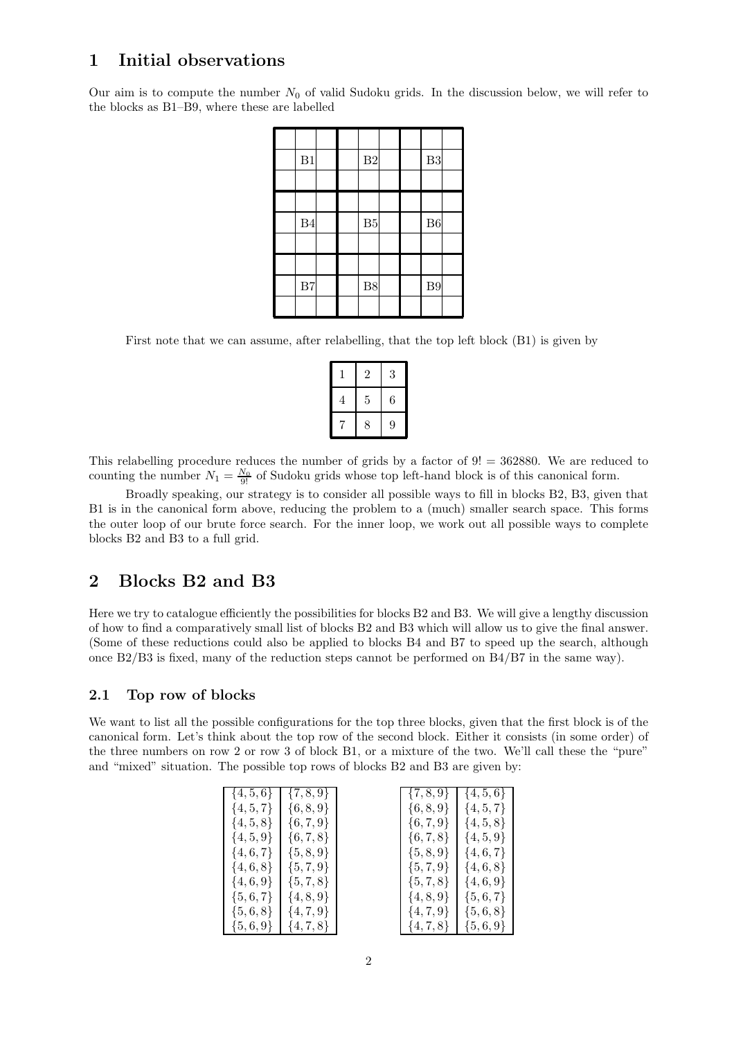## 1 Initial observations

Our aim is to compute the number $N_0$ of valid Sudoku grids. In the discussion below, we will refer to the blocks as B1–B9, where these are labelled

| | | | | | | | | |
|---|---|---|---|---|---|---|---|---|
| | | | | | | | | |
| | B1 | | | B2 | | | B3 | |
| | | | | | | | | |
| | | | | | | | | |
| | B4 | | | B5 | | | B6 | |
| | | | | | | | | |
| | | | | | | | | |
| | B7 | | | B8 | | | B9 | |
| | | | | | | | | |

First note that we can assume, after relabelling, that the top left block (B1) is given by

| | | |
|---|---|---|
| 1 | 2 | 3 |
| 4 | 5 | 6 |
| 7 | 8 | 9 |

This relabelling procedure reduces the number of grids by a factor of $9! = 362880$. We are reduced to counting the number $N_1 = \frac{N_0}{9!}$ of Sudoku grids whose top left-hand block is of this canonical form.

Broadly speaking, our strategy is to consider all possible ways to fill in blocks B2, B3, given that B1 is in the canonical form above, reducing the problem to a (much) smaller search space. This forms the outer loop of our brute force search. For the inner loop, we work out all possible ways to complete blocks B2 and B3 to a full grid.

## 2 Blocks B2 and B3

Here we try to catalogue efficiently the possibilities for blocks B2 and B3. We will give a lengthy discussion of how to find a comparatively small list of blocks B2 and B3 which will allow us to give the final answer. (Some of these reductions could also be applied to blocks B4 and B7 to speed up the search, although once B2/B3 is fixed, many of the reduction steps cannot be performed on B4/B7 in the same way).

### 2.1 Top row of blocks

We want to list all the possible configurations for the top three blocks, given that the first block is of the canonical form. Let's think about the top row of the second block. Either it consists (in some order) of the three numbers on row 2 or row 3 of block B1, or a mixture of the two. We'll call these the "pure" and "mixed" situation. The possible top rows of blocks B2 and B3 are given by:

| | |
|---|---|
| $\{4,5,6\}$ | $\{7,8,9\}$ |
| $\{4,5,7\}$ | $\{6,8,9\}$ |
| $\{4,5,8\}$ | $\{6,7,9\}$ |
| $\{4,5,9\}$ | $\{6,7,8\}$ |
| $\{4,6,7\}$ | $\{5,8,9\}$ |
| $\{4,6,8\}$ | $\{5,7,9\}$ |
| $\{4,6,9\}$ | $\{5,7,8\}$ |
| $\{5,6,7\}$ | $\{4,8,9\}$ |
| $\{5,6,8\}$ | $\{4,7,9\}$ |
| $\{5,6,9\}$ | $\{4,7,8\}$ |

| | |
|---|---|
| $\{7,8,9\}$ | $\{4,5,6\}$ |
| $\{6,8,9\}$ | $\{4,5,7\}$ |
| $\{6,7,9\}$ | $\{4,5,8\}$ |
| $\{6,7,8\}$ | $\{4,5,9\}$ |
| $\{5,8,9\}$ | $\{4,6,7\}$ |
| $\{5,7,9\}$ | $\{4,6,8\}$ |
| $\{5,7,8\}$ | $\{4,6,9\}$ |
| $\{4,8,9\}$ | $\{5,6,7\}$ |
| $\{4,7,9\}$ | $\{5,6,8\}$ |
| $\{4,7,8\}$ | $\{5,6,9\}$ |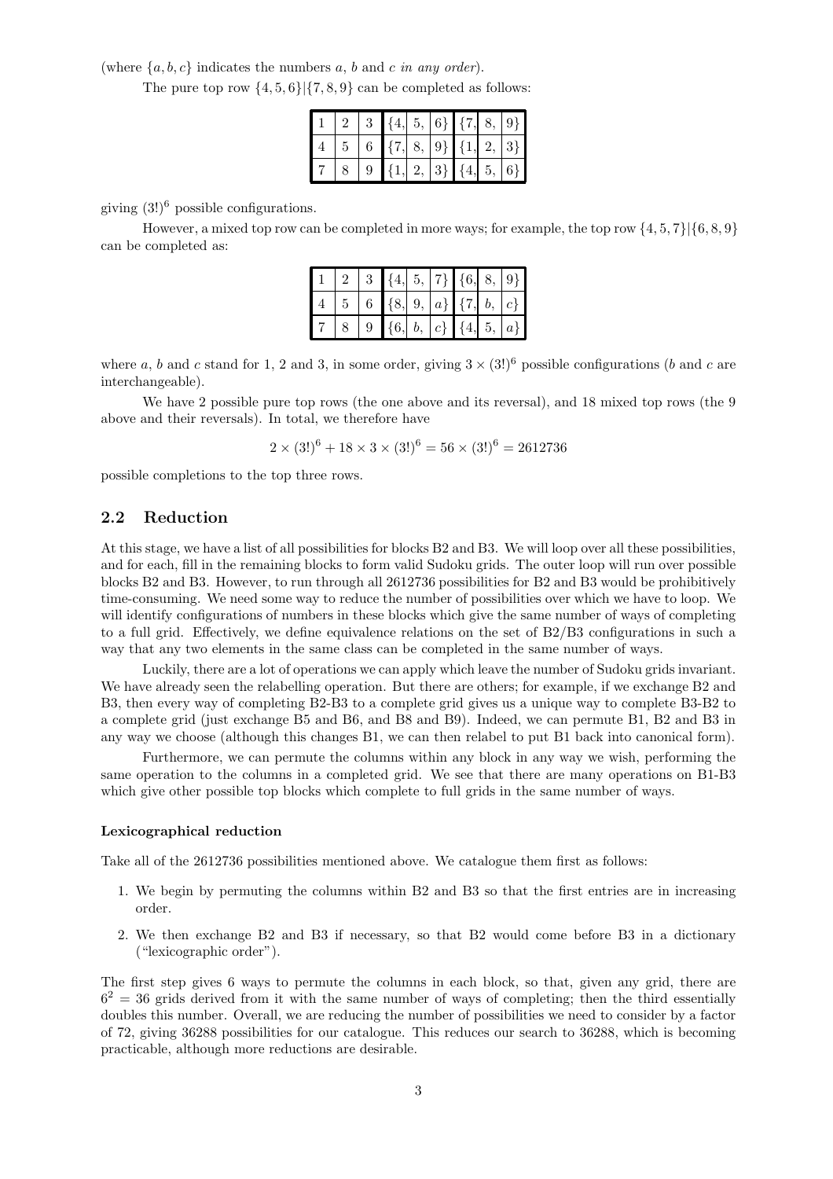(where $\{a, b, c\}$ indicates the numbers $a$, $b$ and $c$ *in any order*).

The pure top row $\{4, 5, 6\}|\{7, 8, 9\}$ can be completed as follows:

| 1 | 2 | 3 | {4, | 5, | 6} | {7, | 8, | 9} |
|---|---|---|---|---|---|---|---|---|
| 4 | 5 | 6 | {7, | 8, | 9} | {1, | 2, | 3} |
| 7 | 8 | 9 | {1, | 2, | 3} | {4, | 5, | 6} |

giving $(3!)^6$ possible configurations.

However, a mixed top row can be completed in more ways; for example, the top row $\{4, 5, 7\}|\{6, 8, 9\}$ can be completed as:

| 1 | 2 | 3 | {4, | 5, | 7} | {6, | 8, | 9} |
|---|---|---|---|---|---|---|---|---|
| 4 | 5 | 6 | {8, | 9, | $a$} | {7, | $b$, | $c$} |
| 7 | 8 | 9 | {6, | $b$, | $c$} | {4, | 5, | $a$} |

where $a$, $b$ and $c$ stand for 1, 2 and 3, in some order, giving $3 \times (3!)^6$ possible configurations ($b$ and $c$ are interchangeable).

We have 2 possible pure top rows (the one above and its reversal), and 18 mixed top rows (the 9 above and their reversals). In total, we therefore have

$$2 \times (3!)^6 + 18 \times 3 \times (3!)^6 = 56 \times (3!)^6 = 2612736$$

possible completions to the top three rows.

## 2.2 Reduction

At this stage, we have a list of all possibilities for blocks B2 and B3. We will loop over all these possibilities, and for each, fill in the remaining blocks to form valid Sudoku grids. The outer loop will run over possible blocks B2 and B3. However, to run through all 2612736 possibilities for B2 and B3 would be prohibitively time-consuming. We need some way to reduce the number of possibilities over which we have to loop. We will identify configurations of numbers in these blocks which give the same number of ways of completing to a full grid. Effectively, we define equivalence relations on the set of B2/B3 configurations in such a way that any two elements in the same class can be completed in the same number of ways.

Luckily, there are a lot of operations we can apply which leave the number of Sudoku grids invariant. We have already seen the relabelling operation. But there are others; for example, if we exchange B2 and B3, then every way of completing B2-B3 to a complete grid gives us a unique way to complete B3-B2 to a complete grid (just exchange B5 and B6, and B8 and B9). Indeed, we can permute B1, B2 and B3 in any way we choose (although this changes B1, we can then relabel to put B1 back into canonical form).

Furthermore, we can permute the columns within any block in any way we wish, performing the same operation to the columns in a completed grid. We see that there are many operations on B1-B3 which give other possible top blocks which complete to full grids in the same number of ways.

#### Lexicographical reduction

Take all of the 2612736 possibilities mentioned above. We catalogue them first as follows:

1. We begin by permuting the columns within B2 and B3 so that the first entries are in increasing order.
2. We then exchange B2 and B3 if necessary, so that B2 would come before B3 in a dictionary ("lexicographic order").

The first step gives 6 ways to permute the columns in each block, so that, given any grid, there are $6^2 = 36$ grids derived from it with the same number of ways of completing; then the third essentially doubles this number. Overall, we are reducing the number of possibilities we need to consider by a factor of 72, giving 36288 possibilities for our catalogue. This reduces our search to 36288, which is becoming practicable, although more reductions are desirable.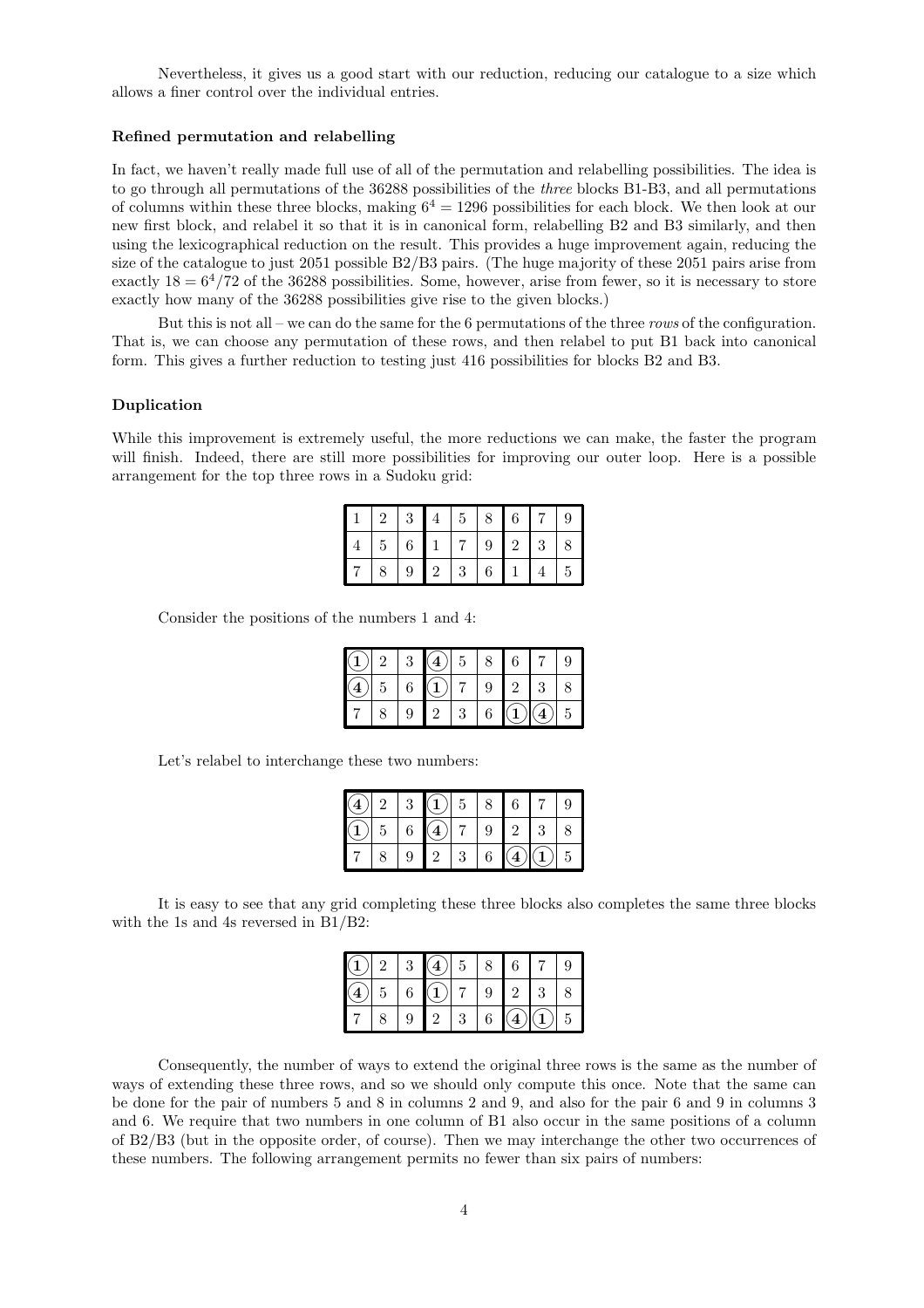Nevertheless, it gives us a good start with our reduction, reducing our catalogue to a size which allows a finer control over the individual entries.

**Refined permutation and relabelling**

In fact, we haven't really made full use of all of the permutation and relabelling possibilities. The idea is to go through all permutations of the 36288 possibilities of the *three* blocks B1-B3, and all permutations of columns within these three blocks, making $6^4 = 1296$ possibilities for each block. We then look at our new first block, and relabel it so that it is in canonical form, relabelling B2 and B3 similarly, and then using the lexicographical reduction on the result. This provides a huge improvement again, reducing the size of the catalogue to just 2051 possible B2/B3 pairs. (The huge majority of these 2051 pairs arise from exactly $18 = 6^4/72$ of the 36288 possibilities. Some, however, arise from fewer, so it is necessary to store exactly how many of the 36288 possibilities give rise to the given blocks.)

But this is not all – we can do the same for the 6 permutations of the three *rows* of the configuration. That is, we can choose any permutation of these rows, and then relabel to put B1 back into canonical form. This gives a further reduction to testing just 416 possibilities for blocks B2 and B3.

**Duplication**

While this improvement is extremely useful, the more reductions we can make, the faster the program will finish. Indeed, there are still more possibilities for improving our outer loop. Here is a possible arrangement for the top three rows in a Sudoku grid:

| | | | | | | | | |
|---|---|---|---|---|---|---|---|---|
| 1 | 2 | 3 | 4 | 5 | 8 | 6 | 7 | 9 |
| 4 | 5 | 6 | 1 | 7 | 9 | 2 | 3 | 8 |
| 7 | 8 | 9 | 2 | 3 | 6 | 1 | 4 | 5 |

Consider the positions of the numbers 1 and 4:

| | | | | | | | | |
|---|---|---|---|---|---|---|---|---|
| (1) | 2 | 3 | (4) | 5 | 8 | 6 | 7 | 9 |
| (4) | 5 | 6 | (1) | 7 | 9 | 2 | 3 | 8 |
| 7 | 8 | 9 | 2 | 3 | 6 | (1) | (4) | 5 |

Let's relabel to interchange these two numbers:

| | | | | | | | | |
|---|---|---|---|---|---|---|---|---|
| (4) | 2 | 3 | (1) | 5 | 8 | 6 | 7 | 9 |
| (1) | 5 | 6 | (4) | 7 | 9 | 2 | 3 | 8 |
| 7 | 8 | 9 | 2 | 3 | 6 | (4) | (1) | 5 |

It is easy to see that any grid completing these three blocks also completes the same three blocks with the 1s and 4s reversed in B1/B2:

| | | | | | | | | |
|---|---|---|---|---|---|---|---|---|
| (1) | 2 | 3 | (4) | 5 | 8 | 6 | 7 | 9 |
| (4) | 5 | 6 | (1) | 7 | 9 | 2 | 3 | 8 |
| 7 | 8 | 9 | 2 | 3 | 6 | (4) | (1) | 5 |

Consequently, the number of ways to extend the original three rows is the same as the number of ways of extending these three rows, and so we should only compute this once. Note that the same can be done for the pair of numbers 5 and 8 in columns 2 and 9, and also for the pair 6 and 9 in columns 3 and 6. We require that two numbers in one column of B1 also occur in the same positions of a column of B2/B3 (but in the opposite order, of course). Then we may interchange the other two occurrences of these numbers. The following arrangement permits no fewer than six pairs of numbers: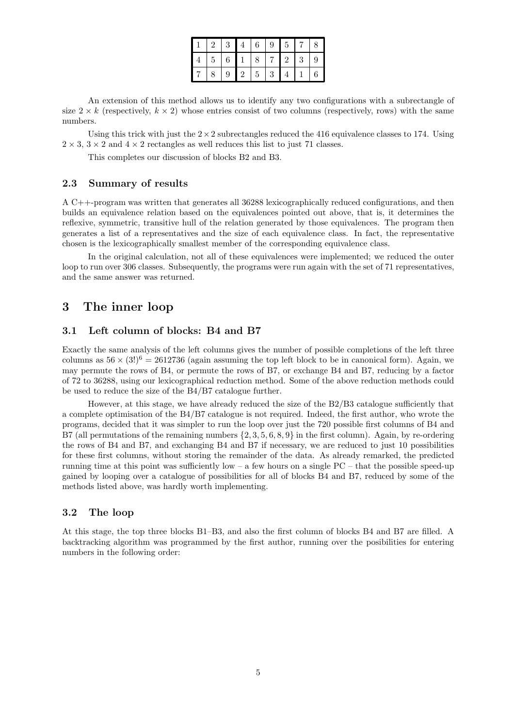| 1 | 2 | 3 | 4 | 6 | 9 | 5 | 7 | 8 |
|---|---|---|---|---|---|---|---|---|
| 4 | 5 | 6 | 1 | 8 | 7 | 2 | 3 | 9 |
| 7 | 8 | 9 | 2 | 5 | 3 | 4 | 1 | 6 |

An extension of this method allows us to identify any two configurations with a subrectangle of size $2 \times k$ (respectively, $k \times 2$) whose entries consist of two columns (respectively, rows) with the same numbers.

Using this trick with just the $2 \times 2$ subrectangles reduced the 416 equivalence classes to 174. Using $2 \times 3$, $3 \times 2$ and $4 \times 2$ rectangles as well reduces this list to just 71 classes.

This completes our discussion of blocks B2 and B3.

### 2.3 Summary of results

A C++-program was written that generates all 36288 lexicographically reduced configurations, and then builds an equivalence relation based on the equivalences pointed out above, that is, it determines the reflexive, symmetric, transitive hull of the relation generated by those equivalences. The program then generates a list of a representatives and the size of each equivalence class. In fact, the representative chosen is the lexicographically smallest member of the corresponding equivalence class.

In the original calculation, not all of these equivalences were implemented; we reduced the outer loop to run over 306 classes. Subsequently, the programs were run again with the set of 71 representatives, and the same answer was returned.

## 3 The inner loop

### 3.1 Left column of blocks: B4 and B7

Exactly the same analysis of the left columns gives the number of possible completions of the left three columns as $56 \times (3!)^6 = 2612736$ (again assuming the top left block to be in canonical form). Again, we may permute the rows of B4, or permute the rows of B7, or exchange B4 and B7, reducing by a factor of 72 to 36288, using our lexicographical reduction method. Some of the above reduction methods could be used to reduce the size of the B4/B7 catalogue further.

However, at this stage, we have already reduced the size of the B2/B3 catalogue sufficiently that a complete optimisation of the B4/B7 catalogue is not required. Indeed, the first author, who wrote the programs, decided that it was simpler to run the loop over just the 720 possible first columns of B4 and B7 (all permutations of the remaining numbers $\{2, 3, 5, 6, 8, 9\}$ in the first column). Again, by re-ordering the rows of B4 and B7, and exchanging B4 and B7 if necessary, we are reduced to just 10 possibilities for these first columns, without storing the remainder of the data. As already remarked, the predicted running time at this point was sufficiently low – a few hours on a single PC – that the possible speed-up gained by looping over a catalogue of possibilities for all of blocks B4 and B7, reduced by some of the methods listed above, was hardly worth implementing.

### 3.2 The loop

At this stage, the top three blocks B1–B3, and also the first column of blocks B4 and B7 are filled. A backtracking algorithm was programmed by the first author, running over the posibilities for entering numbers in the following order: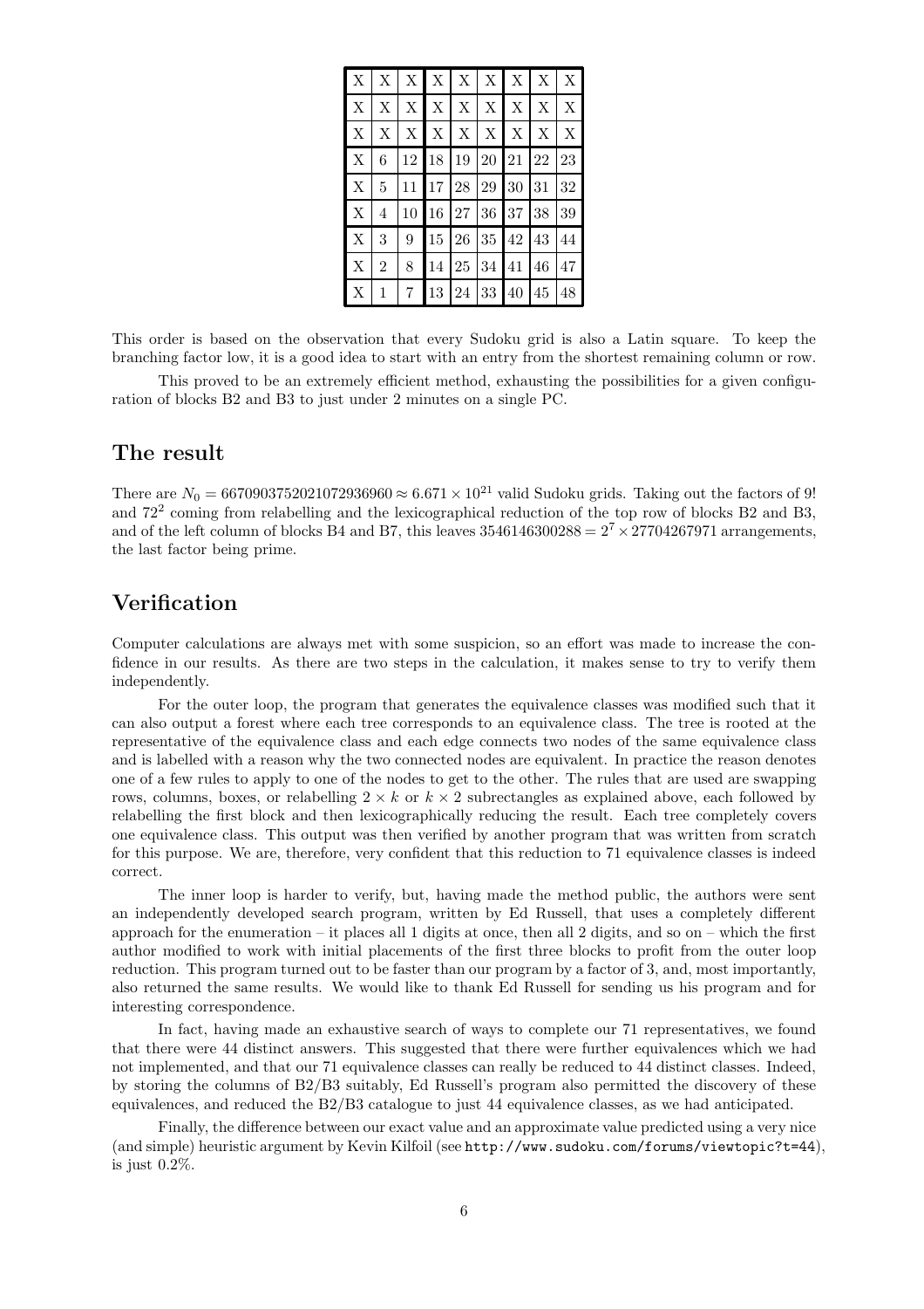| X | X | X | X | X | X | X | X | X |
|---|---|---|---|---|---|---|---|---|
| X | X | X | X | X | X | X | X | X |
| X | X | X | X | X | X | X | X | X |
| X | 6 | 12 | 18 | 19 | 20 | 21 | 22 | 23 |
| X | 5 | 11 | 17 | 28 | 29 | 30 | 31 | 32 |
| X | 4 | 10 | 16 | 27 | 36 | 37 | 38 | 39 |
| X | 3 | 9 | 15 | 26 | 35 | 42 | 43 | 44 |
| X | 2 | 8 | 14 | 25 | 34 | 41 | 46 | 47 |
| X | 1 | 7 | 13 | 24 | 33 | 40 | 45 | 48 |

This order is based on the observation that every Sudoku grid is also a Latin square. To keep the branching factor low, it is a good idea to start with an entry from the shortest remaining column or row.

This proved to be an extremely efficient method, exhausting the possibilities for a given configuration of blocks B2 and B3 to just under 2 minutes on a single PC.

## The result

There are $N_0 = 6670903752021072936960 \approx 6.671 \times 10^{21}$ valid Sudoku grids. Taking out the factors of $9!$ and $72^2$ coming from relabelling and the lexicographical reduction of the top row of blocks B2 and B3, and of the left column of blocks B4 and B7, this leaves $3546146300288 = 2^7 \times 27704267971$ arrangements, the last factor being prime.

## Verification

Computer calculations are always met with some suspicion, so an effort was made to increase the confidence in our results. As there are two steps in the calculation, it makes sense to try to verify them independently.

For the outer loop, the program that generates the equivalence classes was modified such that it can also output a forest where each tree corresponds to an equivalence class. The tree is rooted at the representative of the equivalence class and each edge connects two nodes of the same equivalence class and is labelled with a reason why the two connected nodes are equivalent. In practice the reason denotes one of a few rules to apply to one of the nodes to get to the other. The rules that are used are swapping rows, columns, boxes, or relabelling $2 \times k$ or $k \times 2$ subrectangles as explained above, each followed by relabelling the first block and then lexicographically reducing the result. Each tree completely covers one equivalence class. This output was then verified by another program that was written from scratch for this purpose. We are, therefore, very confident that this reduction to 71 equivalence classes is indeed correct.

The inner loop is harder to verify, but, having made the method public, the authors were sent an independently developed search program, written by Ed Russell, that uses a completely different approach for the enumeration – it places all 1 digits at once, then all 2 digits, and so on – which the first author modified to work with initial placements of the first three blocks to profit from the outer loop reduction. This program turned out to be faster than our program by a factor of 3, and, most importantly, also returned the same results. We would like to thank Ed Russell for sending us his program and for interesting correspondence.

In fact, having made an exhaustive search of ways to complete our 71 representatives, we found that there were 44 distinct answers. This suggested that there were further equivalences which we had not implemented, and that our 71 equivalence classes can really be reduced to 44 distinct classes. Indeed, by storing the columns of B2/B3 suitably, Ed Russell's program also permitted the discovery of these equivalences, and reduced the B2/B3 catalogue to just 44 equivalence classes, as we had anticipated.

Finally, the difference between our exact value and an approximate value predicted using a very nice (and simple) heuristic argument by Kevin Kilfoil (see `http://www.sudoku.com/forums/viewtopic?t=44`), is just 0.2%.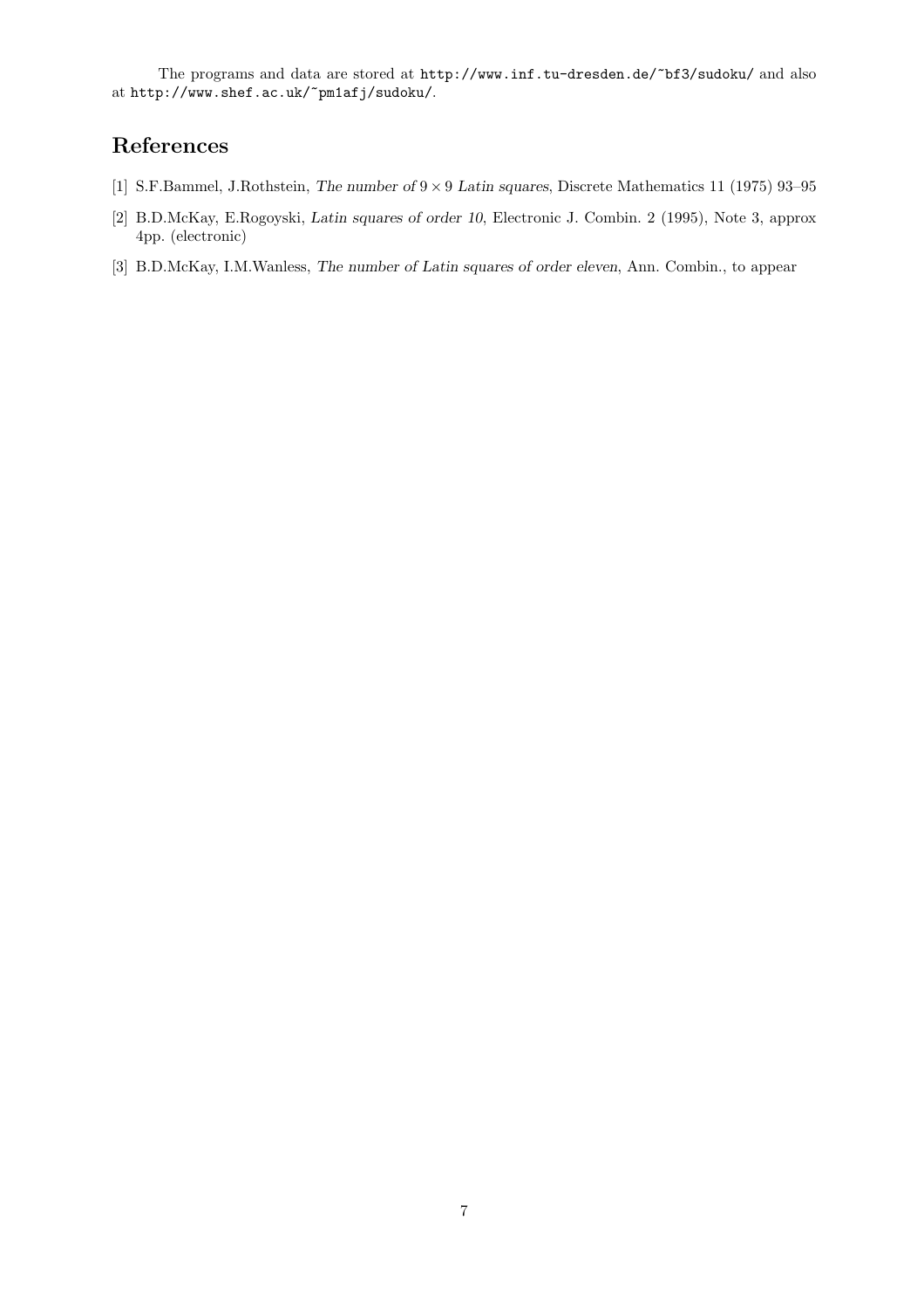The programs and data are stored at http://www.inf.tu-dresden.de/~bf3/sudoku/ and also at http://www.shef.ac.uk/~pm1afj/sudoku/.

## References

[1] S.F.Bammel, J.Rothstein, *The number of $9 \times 9$ Latin squares*, Discrete Mathematics 11 (1975) 93–95

[2] B.D.McKay, E.Rogoyski, *Latin squares of order 10*, Electronic J. Combin. 2 (1995), Note 3, approx 4pp. (electronic)

[3] B.D.McKay, I.M.Wanless, *The number of Latin squares of order eleven*, Ann. Combin., to appear